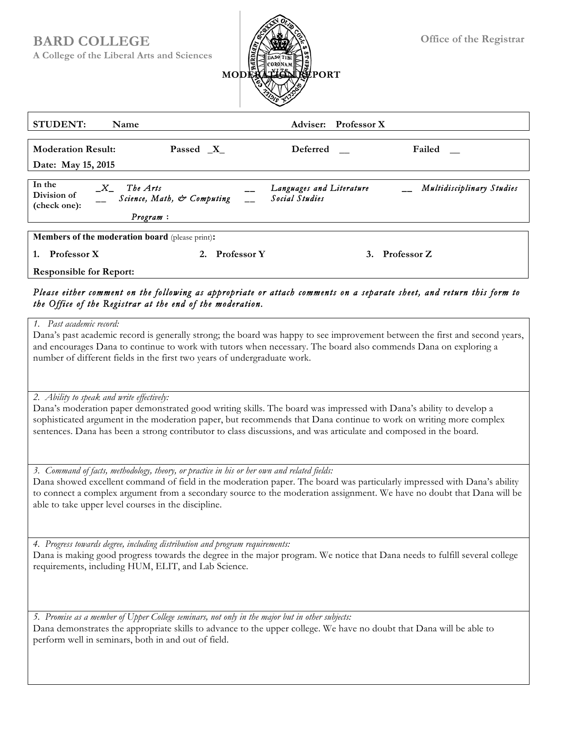# BARD COLLEGE

**A College of the Liberal Arts and Sciences**

**Office of the Registrar**

## MODERATION REPORT

**STUDENT:** **Name** **Adviser:** **Professor X**

**Moderation Result:** **Passed _X_** **Deferred __** **Failed __**

**Date: May 15, 2015**

**In the Division of (check one):**

_X_ *The Arts*
__ *Science, Math, & Computing*
__ *Languages and Literature*
__ *Social Studies*
__ *Multidisciplinary Studies*

*Program* :

**Members of the moderation board** (please print)**:**

1. **Professor X**
2. **Professor Y**
3. **Professor Z**

**Responsible for Report:**

*Please either comment on the following as appropriate or attach comments on a separate sheet, and return this form to the Office of the Registrar at the end of the moderation.*

*1. Past academic record:*

Dana's past academic record is generally strong; the board was happy to see improvement between the first and second years, and encourages Dana to continue to work with tutors when necessary. The board also commends Dana on exploring a number of different fields in the first two years of undergraduate work.

*2. Ability to speak and write effectively:*

Dana's moderation paper demonstrated good writing skills. The board was impressed with Dana's ability to develop a sophisticated argument in the moderation paper, but recommends that Dana continue to work on writing more complex sentences. Dana has been a strong contributor to class discussions, and was articulate and composed in the board.

*3. Command of facts, methodology, theory, or practice in his or her own and related fields:*

Dana showed excellent command of field in the moderation paper. The board was particularly impressed with Dana's ability to connect a complex argument from a secondary source to the moderation assignment. We have no doubt that Dana will be able to take upper level courses in the discipline.

*4. Progress towards degree, including distribution and program requirements:*

Dana is making good progress towards the degree in the major program. We notice that Dana needs to fulfill several college requirements, including HUM, ELIT, and Lab Science.

*5. Promise as a member of Upper College seminars, not only in the major but in other subjects:*

Dana demonstrates the appropriate skills to advance to the upper college. We have no doubt that Dana will be able to perform well in seminars, both in and out of field.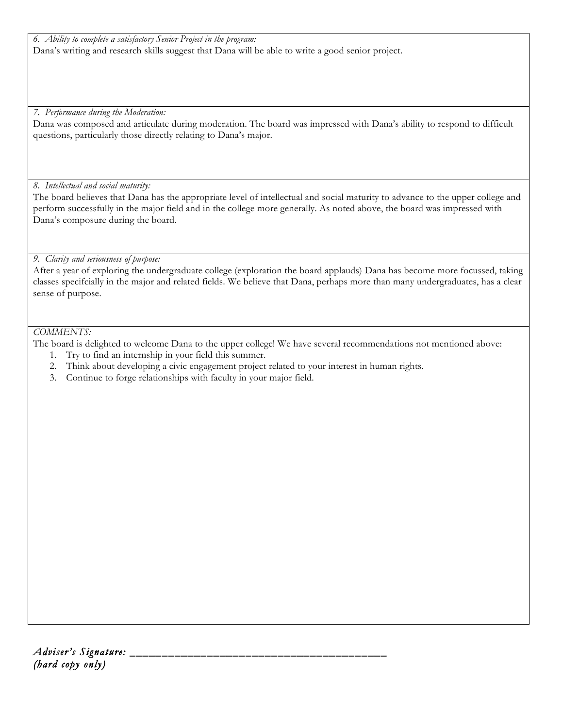*6. Ability to complete a satisfactory Senior Project in the program:*
Dana's writing and research skills suggest that Dana will be able to write a good senior project.

*7. Performance during the Moderation:*
Dana was composed and articulate during moderation. The board was impressed with Dana's ability to respond to difficult questions, particularly those directly relating to Dana's major.

*8. Intellectual and social maturity:*
The board believes that Dana has the appropriate level of intellectual and social maturity to advance to the upper college and perform successfully in the major field and in the college more generally. As noted above, the board was impressed with Dana's composure during the board.

*9. Clarity and seriousness of purpose:*
After a year of exploring the undergraduate college (exploration the board applauds) Dana has become more focussed, taking classes specifcially in the major and related fields. We believe that Dana, perhaps more than many undergraduates, has a clear sense of purpose.

*COMMENTS:*
The board is delighted to welcome Dana to the upper college! We have several recommendations not mentioned above:

1. Try to find an internship in your field this summer.
2. Think about developing a civic engagement project related to your interest in human rights.
3. Continue to forge relationships with faculty in your major field.

*Adviser's Signature: ________________________________________*
*(hard copy only)*